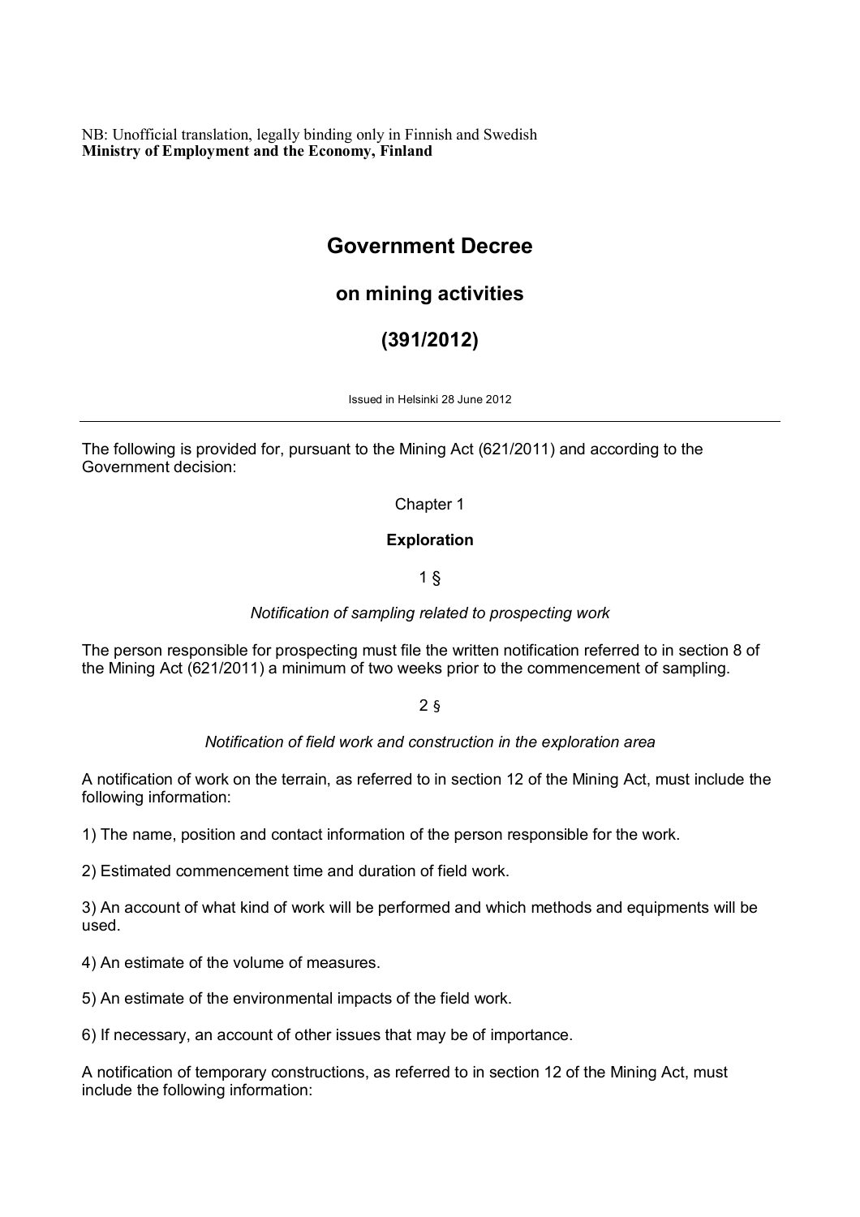NB: Unofficial translation, legally binding only in Finnish and Swedish
**Ministry of Employment and the Economy, Finland**

# Government Decree

## on mining activities

## (391/2012)

Issued in Helsinki 28 June 2012

---

The following is provided for, pursuant to the Mining Act (621/2011) and according to the Government decision:

Chapter 1

**Exploration**

1 §

*Notification of sampling related to prospecting work*

The person responsible for prospecting must file the written notification referred to in section 8 of the Mining Act (621/2011) a minimum of two weeks prior to the commencement of sampling.

2 §

*Notification of field work and construction in the exploration area*

A notification of work on the terrain, as referred to in section 12 of the Mining Act, must include the following information:

1) The name, position and contact information of the person responsible for the work.

2) Estimated commencement time and duration of field work.

3) An account of what kind of work will be performed and which methods and equipments will be used.

4) An estimate of the volume of measures.

5) An estimate of the environmental impacts of the field work.

6) If necessary, an account of other issues that may be of importance.

A notification of temporary constructions, as referred to in section 12 of the Mining Act, must include the following information: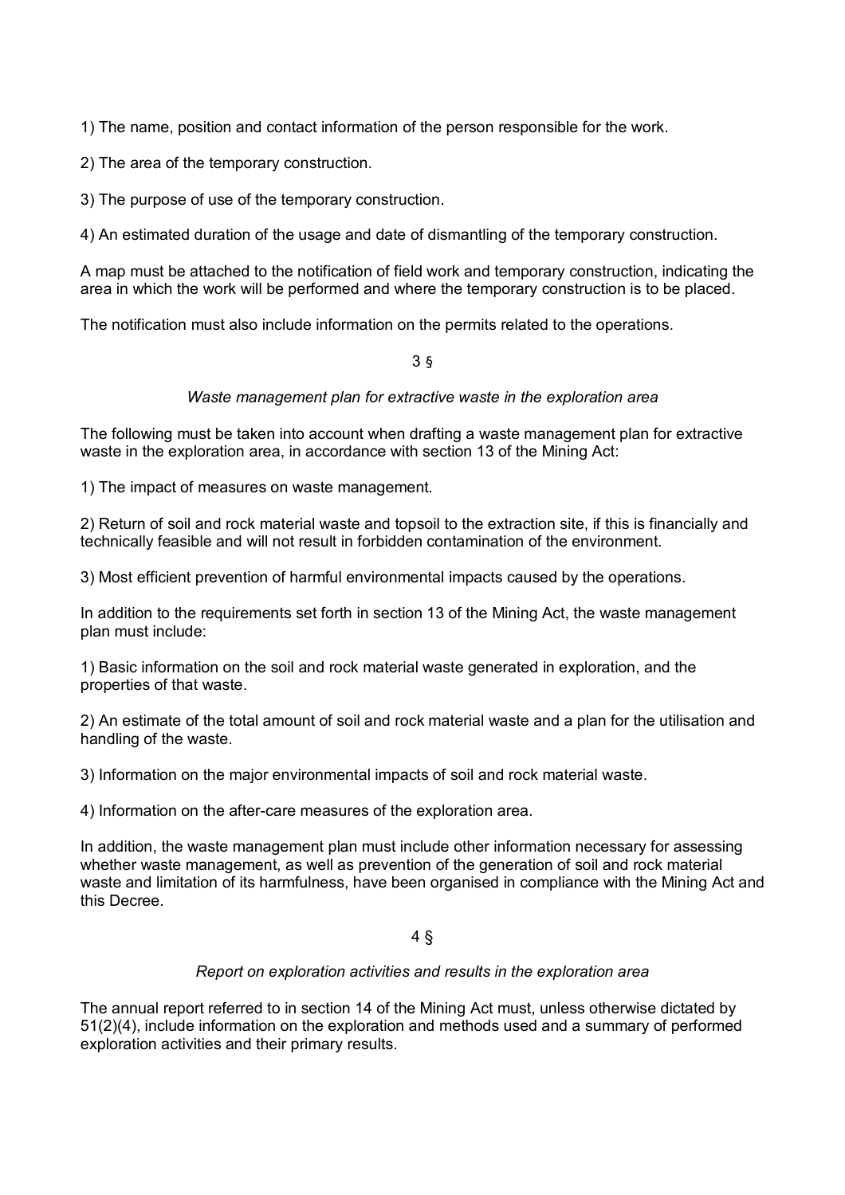1) The name, position and contact information of the person responsible for the work.

2) The area of the temporary construction.

3) The purpose of use of the temporary construction.

4) An estimated duration of the usage and date of dismantling of the temporary construction.

A map must be attached to the notification of field work and temporary construction, indicating the area in which the work will be performed and where the temporary construction is to be placed.

The notification must also include information on the permits related to the operations.

3 §

*Waste management plan for extractive waste in the exploration area*

The following must be taken into account when drafting a waste management plan for extractive waste in the exploration area, in accordance with section 13 of the Mining Act:

1) The impact of measures on waste management.

2) Return of soil and rock material waste and topsoil to the extraction site, if this is financially and technically feasible and will not result in forbidden contamination of the environment.

3) Most efficient prevention of harmful environmental impacts caused by the operations.

In addition to the requirements set forth in section 13 of the Mining Act, the waste management plan must include:

1) Basic information on the soil and rock material waste generated in exploration, and the properties of that waste.

2) An estimate of the total amount of soil and rock material waste and a plan for the utilisation and handling of the waste.

3) Information on the major environmental impacts of soil and rock material waste.

4) Information on the after-care measures of the exploration area.

In addition, the waste management plan must include other information necessary for assessing whether waste management, as well as prevention of the generation of soil and rock material waste and limitation of its harmfulness, have been organised in compliance with the Mining Act and this Decree.

4 §

*Report on exploration activities and results in the exploration area*

The annual report referred to in section 14 of the Mining Act must, unless otherwise dictated by 51(2)(4), include information on the exploration and methods used and a summary of performed exploration activities and their primary results.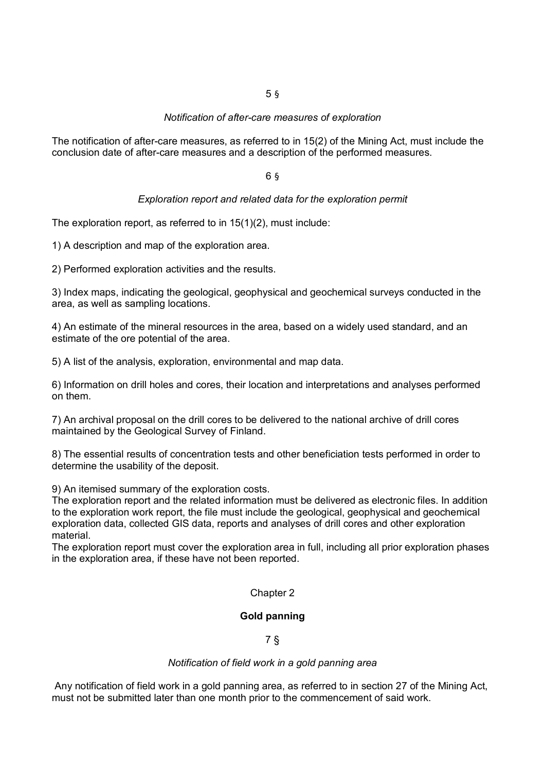5 §

*Notification of after-care measures of exploration*

The notification of after-care measures, as referred to in 15(2) of the Mining Act, must include the conclusion date of after-care measures and a description of the performed measures.

6 §

*Exploration report and related data for the exploration permit*

The exploration report, as referred to in 15(1)(2), must include:

1) A description and map of the exploration area.

2) Performed exploration activities and the results.

3) Index maps, indicating the geological, geophysical and geochemical surveys conducted in the area, as well as sampling locations.

4) An estimate of the mineral resources in the area, based on a widely used standard, and an estimate of the ore potential of the area.

5) A list of the analysis, exploration, environmental and map data.

6) Information on drill holes and cores, their location and interpretations and analyses performed on them.

7) An archival proposal on the drill cores to be delivered to the national archive of drill cores maintained by the Geological Survey of Finland.

8) The essential results of concentration tests and other beneficiation tests performed in order to determine the usability of the deposit.

9) An itemised summary of the exploration costs.

The exploration report and the related information must be delivered as electronic files. In addition to the exploration work report, the file must include the geological, geophysical and geochemical exploration data, collected GIS data, reports and analyses of drill cores and other exploration material.

The exploration report must cover the exploration area in full, including all prior exploration phases in the exploration area, if these have not been reported.

Chapter 2

**Gold panning**

7 §

*Notification of field work in a gold panning area*

Any notification of field work in a gold panning area, as referred to in section 27 of the Mining Act, must not be submitted later than one month prior to the commencement of said work.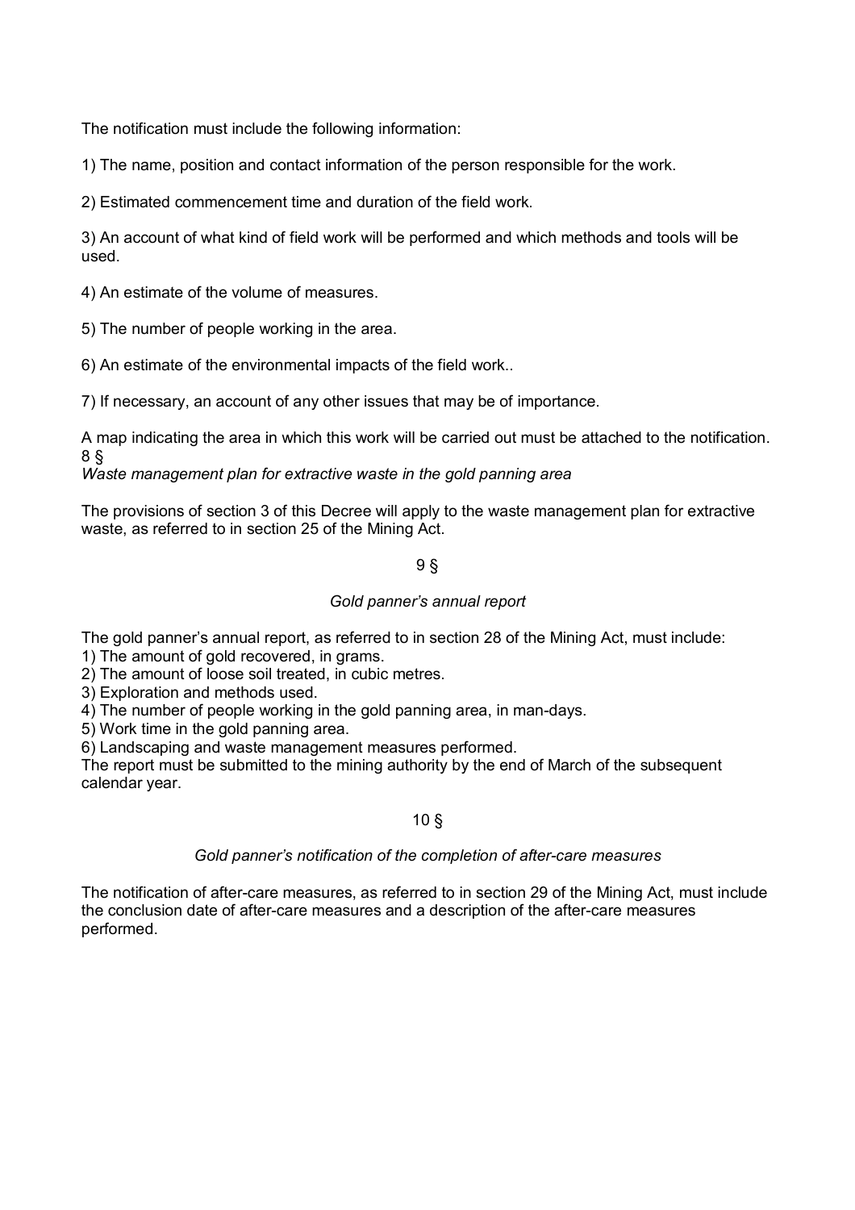The notification must include the following information:

1) The name, position and contact information of the person responsible for the work.

2) Estimated commencement time and duration of the field work.

3) An account of what kind of field work will be performed and which methods and tools will be used.

4) An estimate of the volume of measures.

5) The number of people working in the area.

6) An estimate of the environmental impacts of the field work..

7) If necessary, an account of any other issues that may be of importance.

A map indicating the area in which this work will be carried out must be attached to the notification.

8 §

*Waste management plan for extractive waste in the gold panning area*

The provisions of section 3 of this Decree will apply to the waste management plan for extractive waste, as referred to in section 25 of the Mining Act.

9 §

*Gold panner's annual report*

The gold panner's annual report, as referred to in section 28 of the Mining Act, must include:
1) The amount of gold recovered, in grams.
2) The amount of loose soil treated, in cubic metres.
3) Exploration and methods used.
4) The number of people working in the gold panning area, in man-days.
5) Work time in the gold panning area.
6) Landscaping and waste management measures performed.
The report must be submitted to the mining authority by the end of March of the subsequent calendar year.

10 §

*Gold panner's notification of the completion of after-care measures*

The notification of after-care measures, as referred to in section 29 of the Mining Act, must include the conclusion date of after-care measures and a description of the after-care measures performed.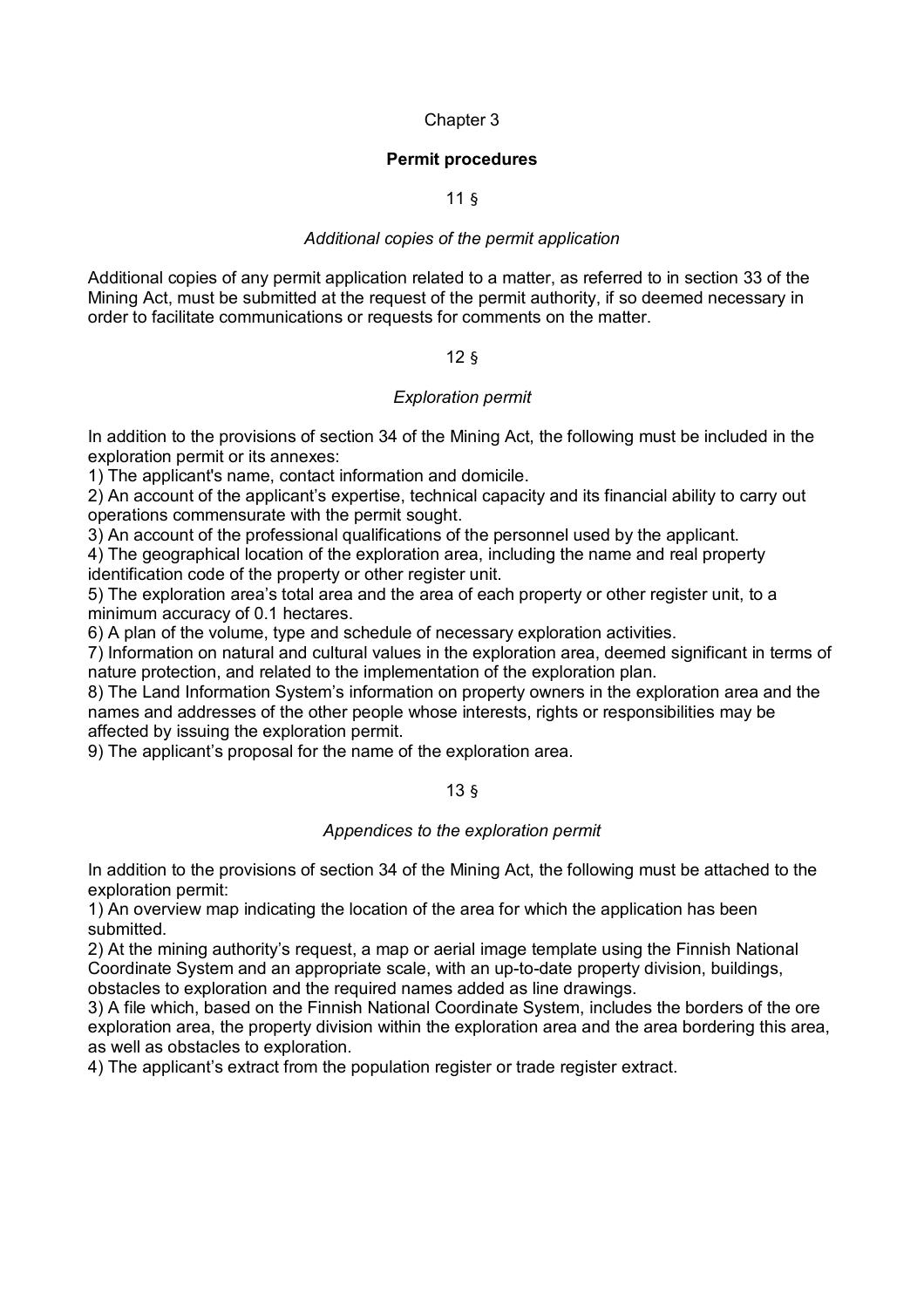## Chapter 3

### Permit procedures

#### 11 §

*Additional copies of the permit application*

Additional copies of any permit application related to a matter, as referred to in section 33 of the Mining Act, must be submitted at the request of the permit authority, if so deemed necessary in order to facilitate communications or requests for comments on the matter.

#### 12 §

*Exploration permit*

In addition to the provisions of section 34 of the Mining Act, the following must be included in the exploration permit or its annexes:

1) The applicant's name, contact information and domicile.
2) An account of the applicant's expertise, technical capacity and its financial ability to carry out operations commensurate with the permit sought.
3) An account of the professional qualifications of the personnel used by the applicant.
4) The geographical location of the exploration area, including the name and real property identification code of the property or other register unit.
5) The exploration area's total area and the area of each property or other register unit, to a minimum accuracy of 0.1 hectares.
6) A plan of the volume, type and schedule of necessary exploration activities.
7) Information on natural and cultural values in the exploration area, deemed significant in terms of nature protection, and related to the implementation of the exploration plan.
8) The Land Information System's information on property owners in the exploration area and the names and addresses of the other people whose interests, rights or responsibilities may be affected by issuing the exploration permit.
9) The applicant's proposal for the name of the exploration area.

#### 13 §

*Appendices to the exploration permit*

In addition to the provisions of section 34 of the Mining Act, the following must be attached to the exploration permit:

1) An overview map indicating the location of the area for which the application has been submitted.
2) At the mining authority's request, a map or aerial image template using the Finnish National Coordinate System and an appropriate scale, with an up-to-date property division, buildings, obstacles to exploration and the required names added as line drawings.
3) A file which, based on the Finnish National Coordinate System, includes the borders of the ore exploration area, the property division within the exploration area and the area bordering this area, as well as obstacles to exploration.
4) The applicant's extract from the population register or trade register extract.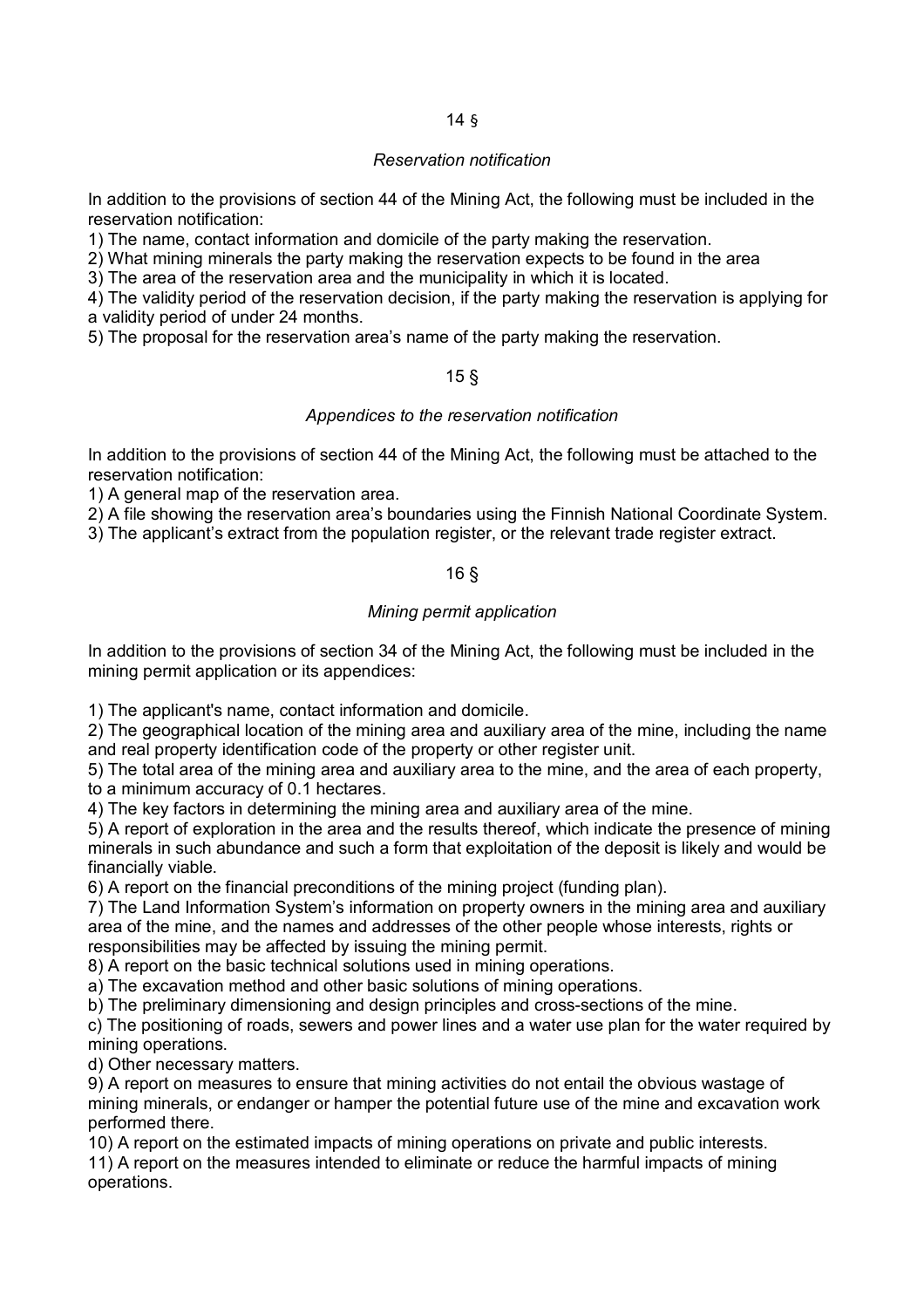14 §

*Reservation notification*

In addition to the provisions of section 44 of the Mining Act, the following must be included in the reservation notification:

1) The name, contact information and domicile of the party making the reservation.
2) What mining minerals the party making the reservation expects to be found in the area
3) The area of the reservation area and the municipality in which it is located.
4) The validity period of the reservation decision, if the party making the reservation is applying for a validity period of under 24 months.
5) The proposal for the reservation area's name of the party making the reservation.

15 §

*Appendices to the reservation notification*

In addition to the provisions of section 44 of the Mining Act, the following must be attached to the reservation notification:

1) A general map of the reservation area.
2) A file showing the reservation area's boundaries using the Finnish National Coordinate System.
3) The applicant's extract from the population register, or the relevant trade register extract.

16 §

*Mining permit application*

In addition to the provisions of section 34 of the Mining Act, the following must be included in the mining permit application or its appendices:

1) The applicant's name, contact information and domicile.
2) The geographical location of the mining area and auxiliary area of the mine, including the name and real property identification code of the property or other register unit.
5) The total area of the mining area and auxiliary area to the mine, and the area of each property, to a minimum accuracy of 0.1 hectares.
4) The key factors in determining the mining area and auxiliary area of the mine.
5) A report of exploration in the area and the results thereof, which indicate the presence of mining minerals in such abundance and such a form that exploitation of the deposit is likely and would be financially viable.
6) A report on the financial preconditions of the mining project (funding plan).
7) The Land Information System's information on property owners in the mining area and auxiliary area of the mine, and the names and addresses of the other people whose interests, rights or responsibilities may be affected by issuing the mining permit.
8) A report on the basic technical solutions used in mining operations.
a) The excavation method and other basic solutions of mining operations.
b) The preliminary dimensioning and design principles and cross-sections of the mine.
c) The positioning of roads, sewers and power lines and a water use plan for the water required by mining operations.
d) Other necessary matters.
9) A report on measures to ensure that mining activities do not entail the obvious wastage of mining minerals, or endanger or hamper the potential future use of the mine and excavation work performed there.
10) A report on the estimated impacts of mining operations on private and public interests.
11) A report on the measures intended to eliminate or reduce the harmful impacts of mining operations.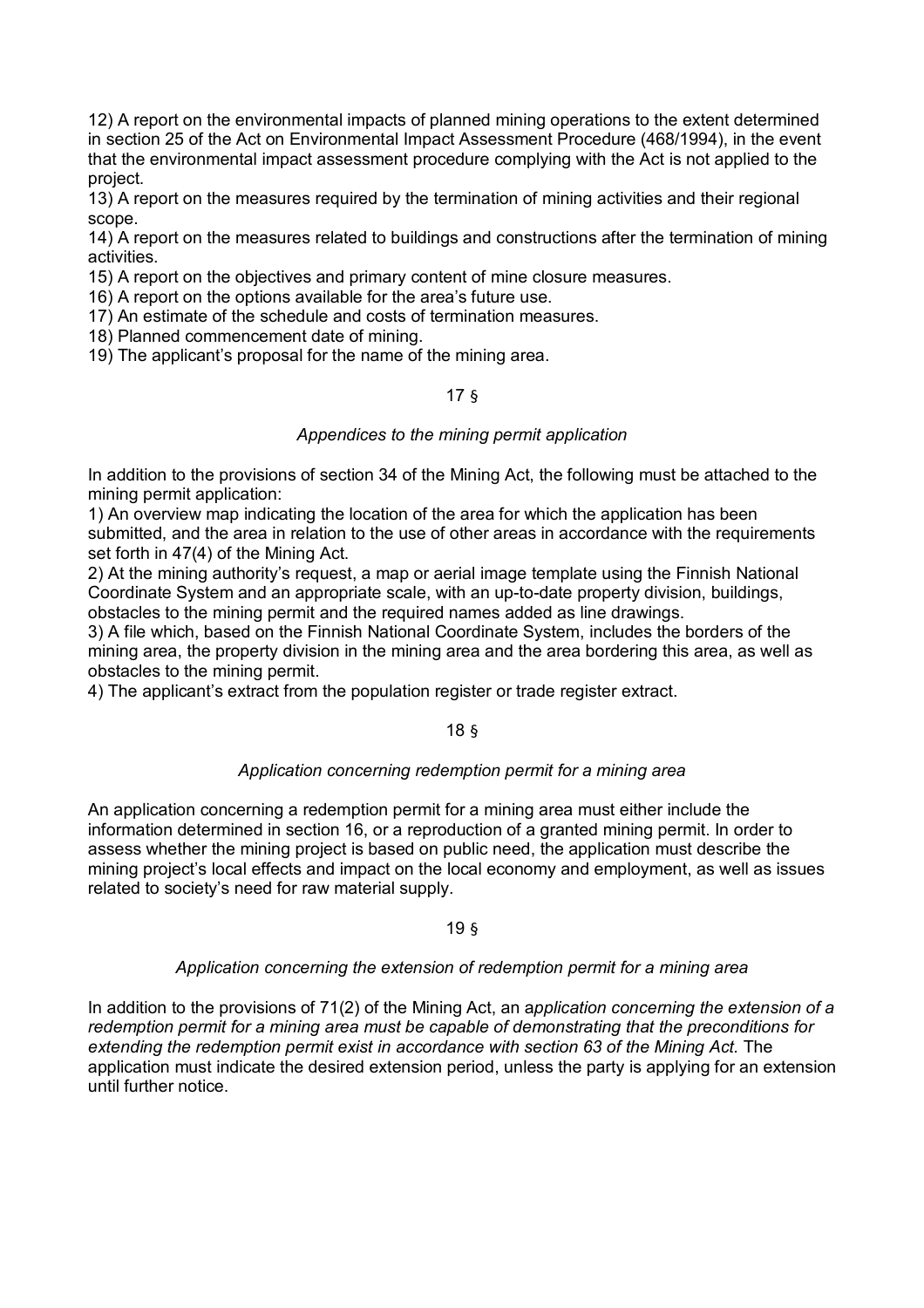12) A report on the environmental impacts of planned mining operations to the extent determined in section 25 of the Act on Environmental Impact Assessment Procedure (468/1994), in the event that the environmental impact assessment procedure complying with the Act is not applied to the project.
13) A report on the measures required by the termination of mining activities and their regional scope.
14) A report on the measures related to buildings and constructions after the termination of mining activities.
15) A report on the objectives and primary content of mine closure measures.
16) A report on the options available for the area's future use.
17) An estimate of the schedule and costs of termination measures.
18) Planned commencement date of mining.
19) The applicant's proposal for the name of the mining area.

17 §

*Appendices to the mining permit application*

In addition to the provisions of section 34 of the Mining Act, the following must be attached to the mining permit application:
1) An overview map indicating the location of the area for which the application has been submitted, and the area in relation to the use of other areas in accordance with the requirements set forth in 47(4) of the Mining Act.
2) At the mining authority's request, a map or aerial image template using the Finnish National Coordinate System and an appropriate scale, with an up-to-date property division, buildings, obstacles to the mining permit and the required names added as line drawings.
3) A file which, based on the Finnish National Coordinate System, includes the borders of the mining area, the property division in the mining area and the area bordering this area, as well as obstacles to the mining permit.
4) The applicant's extract from the population register or trade register extract.

18 §

*Application concerning redemption permit for a mining area*

An application concerning a redemption permit for a mining area must either include the information determined in section 16, or a reproduction of a granted mining permit. In order to assess whether the mining project is based on public need, the application must describe the mining project's local effects and impact on the local economy and employment, as well as issues related to society's need for raw material supply.

19 §

*Application concerning the extension of redemption permit for a mining area*

In addition to the provisions of 71(2) of the Mining Act, an a*pplication concerning the extension of a redemption permit for a mining area must be capable of demonstrating that the preconditions for extending the redemption permit exist in accordance with section 63 of the Mining Act.* The application must indicate the desired extension period, unless the party is applying for an extension until further notice.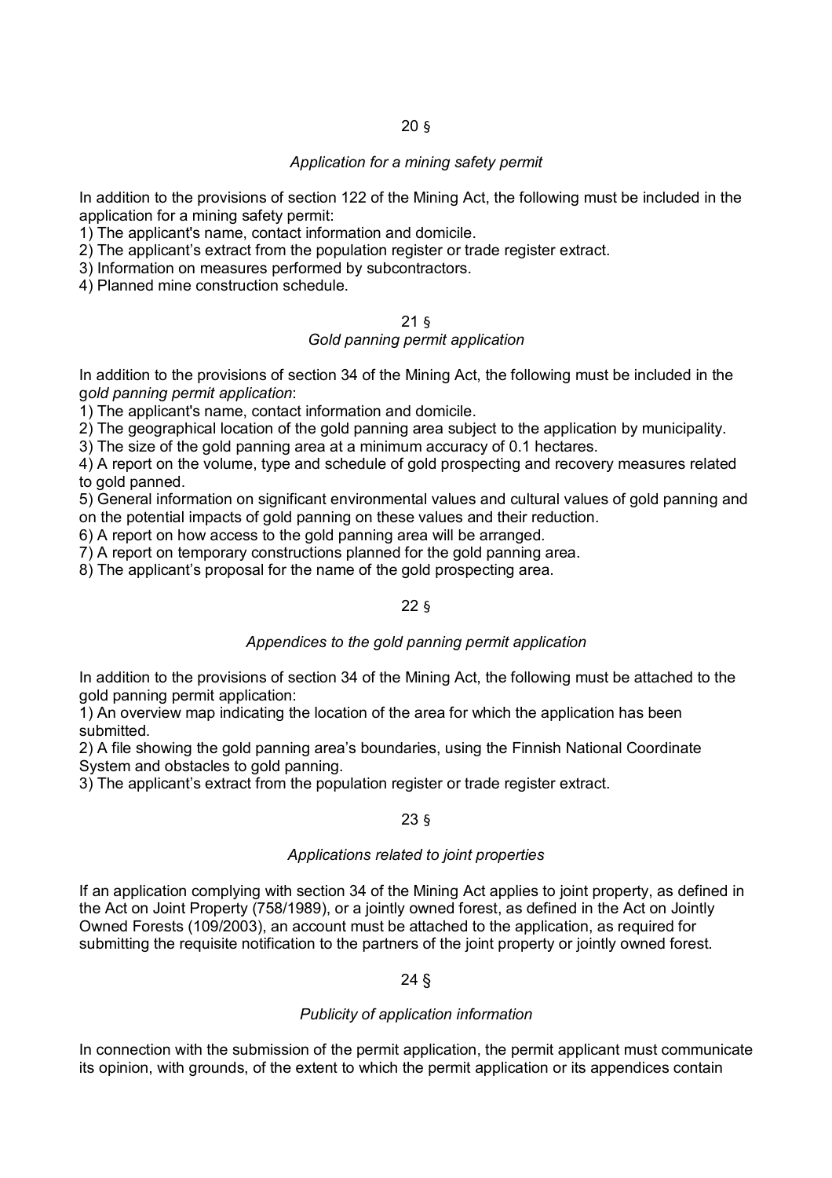## 20 §

*Application for a mining safety permit*

In addition to the provisions of section 122 of the Mining Act, the following must be included in the application for a mining safety permit:

1) The applicant's name, contact information and domicile.
2) The applicant's extract from the population register or trade register extract.
3) Information on measures performed by subcontractors.
4) Planned mine construction schedule.

## 21 §

*Gold panning permit application*

In addition to the provisions of section 34 of the Mining Act, the following must be included in the g*old panning permit application*:

1) The applicant's name, contact information and domicile.
2) The geographical location of the gold panning area subject to the application by municipality.
3) The size of the gold panning area at a minimum accuracy of 0.1 hectares.
4) A report on the volume, type and schedule of gold prospecting and recovery measures related to gold panned.
5) General information on significant environmental values and cultural values of gold panning and on the potential impacts of gold panning on these values and their reduction.
6) A report on how access to the gold panning area will be arranged.
7) A report on temporary constructions planned for the gold panning area.
8) The applicant's proposal for the name of the gold prospecting area.

## 22 §

*Appendices to the gold panning permit application*

In addition to the provisions of section 34 of the Mining Act, the following must be attached to the gold panning permit application:

1) An overview map indicating the location of the area for which the application has been submitted.
2) A file showing the gold panning area's boundaries, using the Finnish National Coordinate System and obstacles to gold panning.
3) The applicant's extract from the population register or trade register extract.

## 23 §

*Applications related to joint properties*

If an application complying with section 34 of the Mining Act applies to joint property, as defined in the Act on Joint Property (758/1989), or a jointly owned forest, as defined in the Act on Jointly Owned Forests (109/2003), an account must be attached to the application, as required for submitting the requisite notification to the partners of the joint property or jointly owned forest.

## 24 §

*Publicity of application information*

In connection with the submission of the permit application, the permit applicant must communicate its opinion, with grounds, of the extent to which the permit application or its appendices contain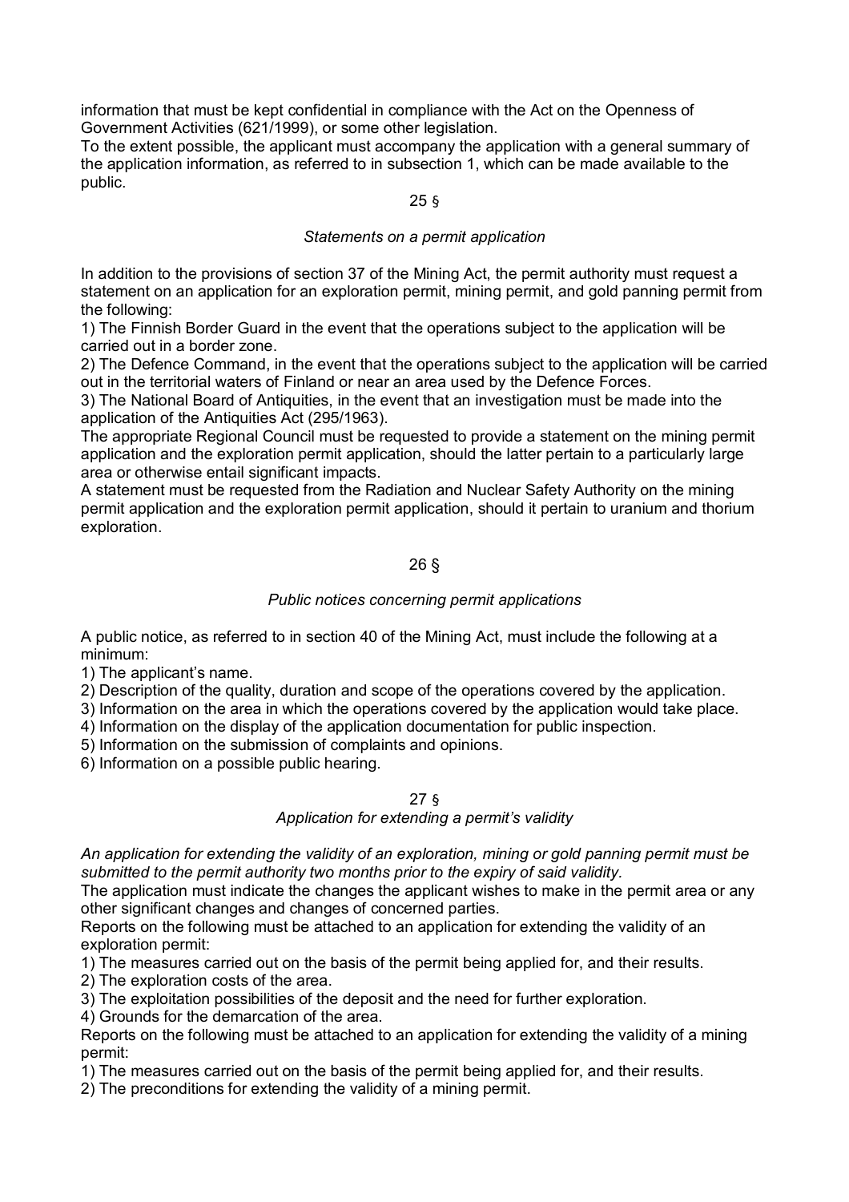information that must be kept confidential in compliance with the Act on the Openness of Government Activities (621/1999), or some other legislation.
To the extent possible, the applicant must accompany the application with a general summary of the application information, as referred to in subsection 1, which can be made available to the public.

25 §

*Statements on a permit application*

In addition to the provisions of section 37 of the Mining Act, the permit authority must request a statement on an application for an exploration permit, mining permit, and gold panning permit from the following:

1) The Finnish Border Guard in the event that the operations subject to the application will be carried out in a border zone.
2) The Defence Command, in the event that the operations subject to the application will be carried out in the territorial waters of Finland or near an area used by the Defence Forces.
3) The National Board of Antiquities, in the event that an investigation must be made into the application of the Antiquities Act (295/1963).

The appropriate Regional Council must be requested to provide a statement on the mining permit application and the exploration permit application, should the latter pertain to a particularly large area or otherwise entail significant impacts.
A statement must be requested from the Radiation and Nuclear Safety Authority on the mining permit application and the exploration permit application, should it pertain to uranium and thorium exploration.

26 §

*Public notices concerning permit applications*

A public notice, as referred to in section 40 of the Mining Act, must include the following at a minimum:

1) The applicant's name.
2) Description of the quality, duration and scope of the operations covered by the application.
3) Information on the area in which the operations covered by the application would take place.
4) Information on the display of the application documentation for public inspection.
5) Information on the submission of complaints and opinions.
6) Information on a possible public hearing.

27 §

*Application for extending a permit's validity*

*An application for extending the validity of an exploration, mining or gold panning permit must be submitted to the permit authority two months prior to the expiry of said validity.*
The application must indicate the changes the applicant wishes to make in the permit area or any other significant changes and changes of concerned parties.
Reports on the following must be attached to an application for extending the validity of an exploration permit:

1) The measures carried out on the basis of the permit being applied for, and their results.
2) The exploration costs of the area.
3) The exploitation possibilities of the deposit and the need for further exploration.
4) Grounds for the demarcation of the area.

Reports on the following must be attached to an application for extending the validity of a mining permit:

1) The measures carried out on the basis of the permit being applied for, and their results.
2) The preconditions for extending the validity of a mining permit.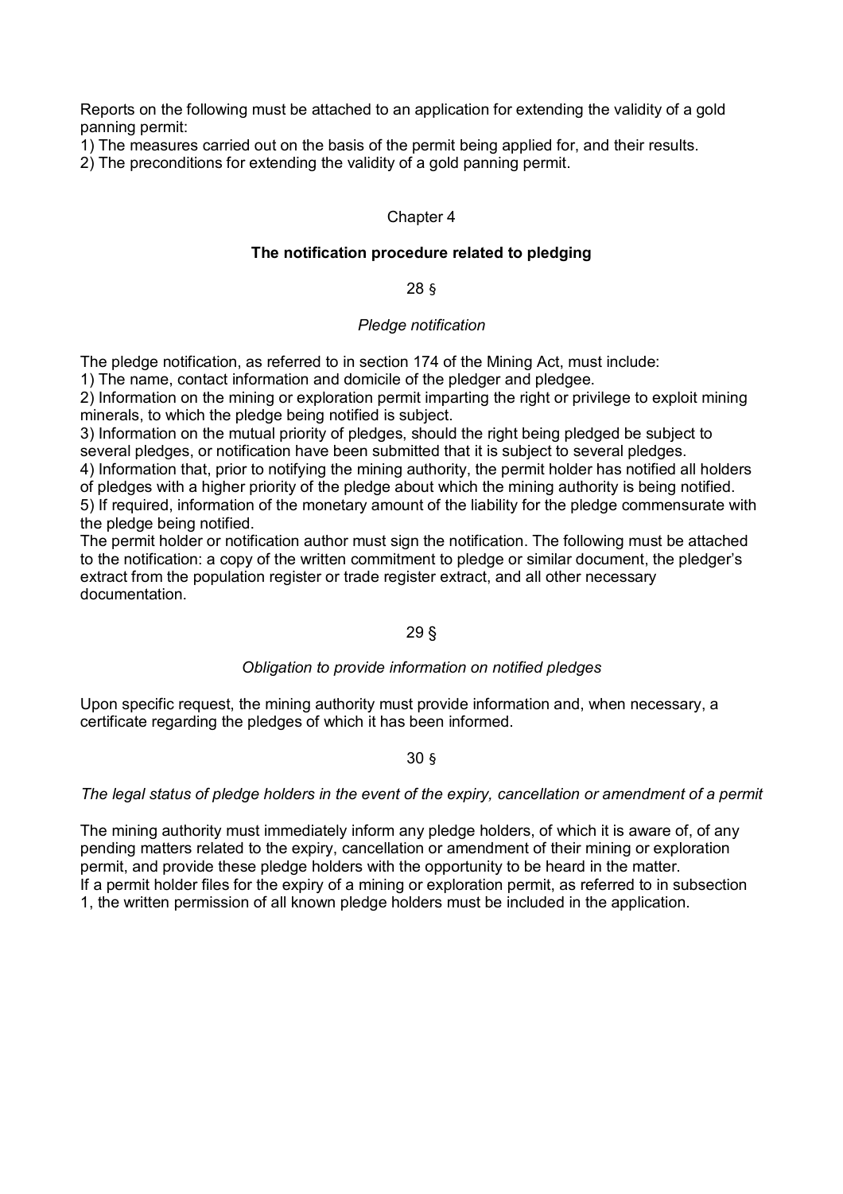Reports on the following must be attached to an application for extending the validity of a gold panning permit:

1) The measures carried out on the basis of the permit being applied for, and their results.
2) The preconditions for extending the validity of a gold panning permit.

## Chapter 4

### The notification procedure related to pledging

28 §

*Pledge notification*

The pledge notification, as referred to in section 174 of the Mining Act, must include:

1) The name, contact information and domicile of the pledger and pledgee.
2) Information on the mining or exploration permit imparting the right or privilege to exploit mining minerals, to which the pledge being notified is subject.
3) Information on the mutual priority of pledges, should the right being pledged be subject to several pledges, or notification have been submitted that it is subject to several pledges.
4) Information that, prior to notifying the mining authority, the permit holder has notified all holders of pledges with a higher priority of the pledge about which the mining authority is being notified.
5) If required, information of the monetary amount of the liability for the pledge commensurate with the pledge being notified.

The permit holder or notification author must sign the notification. The following must be attached to the notification: a copy of the written commitment to pledge or similar document, the pledger's extract from the population register or trade register extract, and all other necessary documentation.

29 §

*Obligation to provide information on notified pledges*

Upon specific request, the mining authority must provide information and, when necessary, a certificate regarding the pledges of which it has been informed.

30 §

*The legal status of pledge holders in the event of the expiry, cancellation or amendment of a permit*

The mining authority must immediately inform any pledge holders, of which it is aware of, of any pending matters related to the expiry, cancellation or amendment of their mining or exploration permit, and provide these pledge holders with the opportunity to be heard in the matter.

If a permit holder files for the expiry of a mining or exploration permit, as referred to in subsection 1, the written permission of all known pledge holders must be included in the application.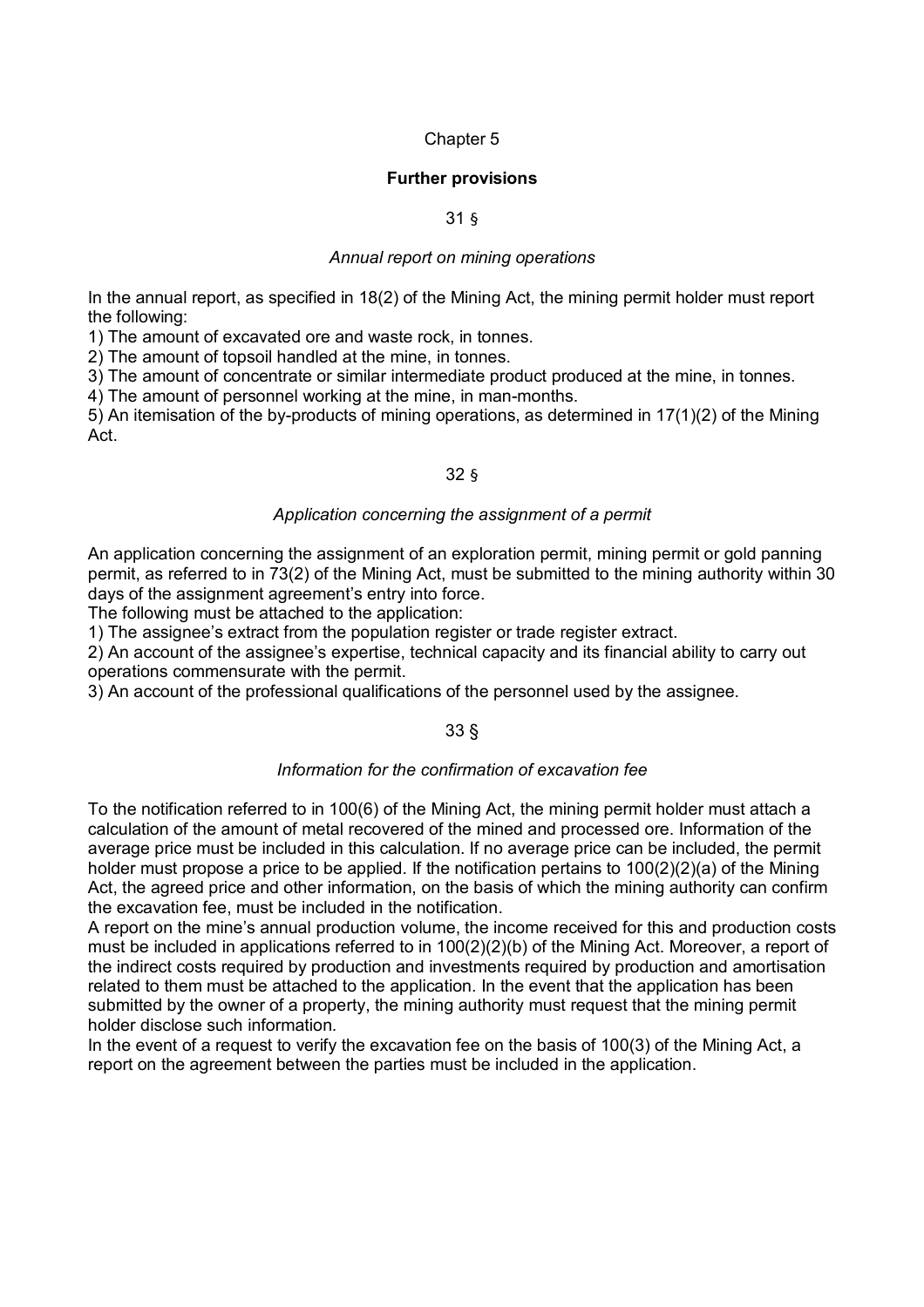Chapter 5

## Further provisions

31 §

*Annual report on mining operations*

In the annual report, as specified in 18(2) of the Mining Act, the mining permit holder must report the following:

1) The amount of excavated ore and waste rock, in tonnes.
2) The amount of topsoil handled at the mine, in tonnes.
3) The amount of concentrate or similar intermediate product produced at the mine, in tonnes.
4) The amount of personnel working at the mine, in man-months.
5) An itemisation of the by-products of mining operations, as determined in 17(1)(2) of the Mining Act.

32 §

*Application concerning the assignment of a permit*

An application concerning the assignment of an exploration permit, mining permit or gold panning permit, as referred to in 73(2) of the Mining Act, must be submitted to the mining authority within 30 days of the assignment agreement's entry into force.

The following must be attached to the application:

1) The assignee's extract from the population register or trade register extract.
2) An account of the assignee's expertise, technical capacity and its financial ability to carry out operations commensurate with the permit.
3) An account of the professional qualifications of the personnel used by the assignee.

33 §

*Information for the confirmation of excavation fee*

To the notification referred to in 100(6) of the Mining Act, the mining permit holder must attach a calculation of the amount of metal recovered of the mined and processed ore. Information of the average price must be included in this calculation. If no average price can be included, the permit holder must propose a price to be applied. If the notification pertains to 100(2)(2)(a) of the Mining Act, the agreed price and other information, on the basis of which the mining authority can confirm the excavation fee, must be included in the notification.

A report on the mine's annual production volume, the income received for this and production costs must be included in applications referred to in 100(2)(2)(b) of the Mining Act. Moreover, a report of the indirect costs required by production and investments required by production and amortisation related to them must be attached to the application. In the event that the application has been submitted by the owner of a property, the mining authority must request that the mining permit holder disclose such information.

In the event of a request to verify the excavation fee on the basis of 100(3) of the Mining Act, a report on the agreement between the parties must be included in the application.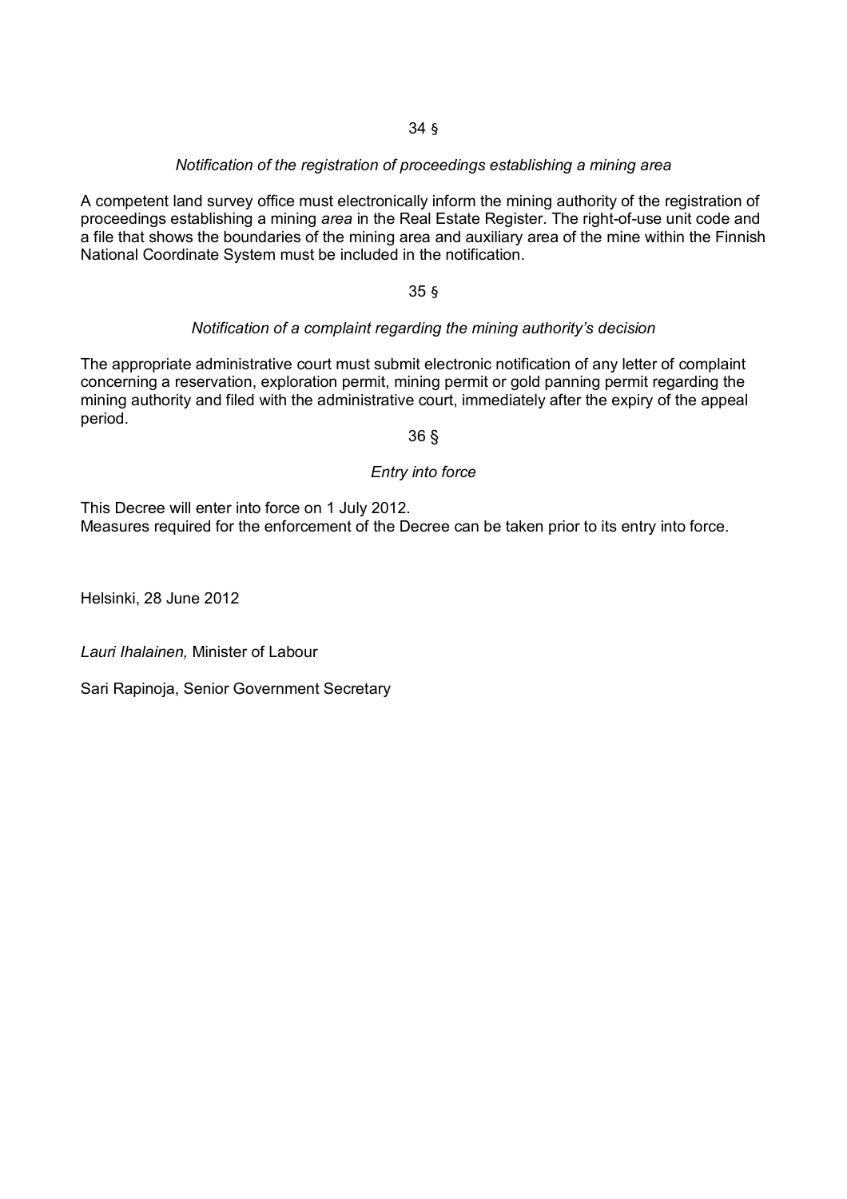34 §

*Notification of the registration of proceedings establishing a mining area*

A competent land survey office must electronically inform the mining authority of the registration of proceedings establishing a mining *area* in the Real Estate Register. The right-of-use unit code and a file that shows the boundaries of the mining area and auxiliary area of the mine within the Finnish National Coordinate System must be included in the notification.

35 §

*Notification of a complaint regarding the mining authority's decision*

The appropriate administrative court must submit electronic notification of any letter of complaint concerning a reservation, exploration permit, mining permit or gold panning permit regarding the mining authority and filed with the administrative court, immediately after the expiry of the appeal period.

36 §

*Entry into force*

This Decree will enter into force on 1 July 2012.
Measures required for the enforcement of the Decree can be taken prior to its entry into force.

Helsinki, 28 June 2012

*Lauri Ihalainen,* Minister of Labour

Sari Rapinoja, Senior Government Secretary